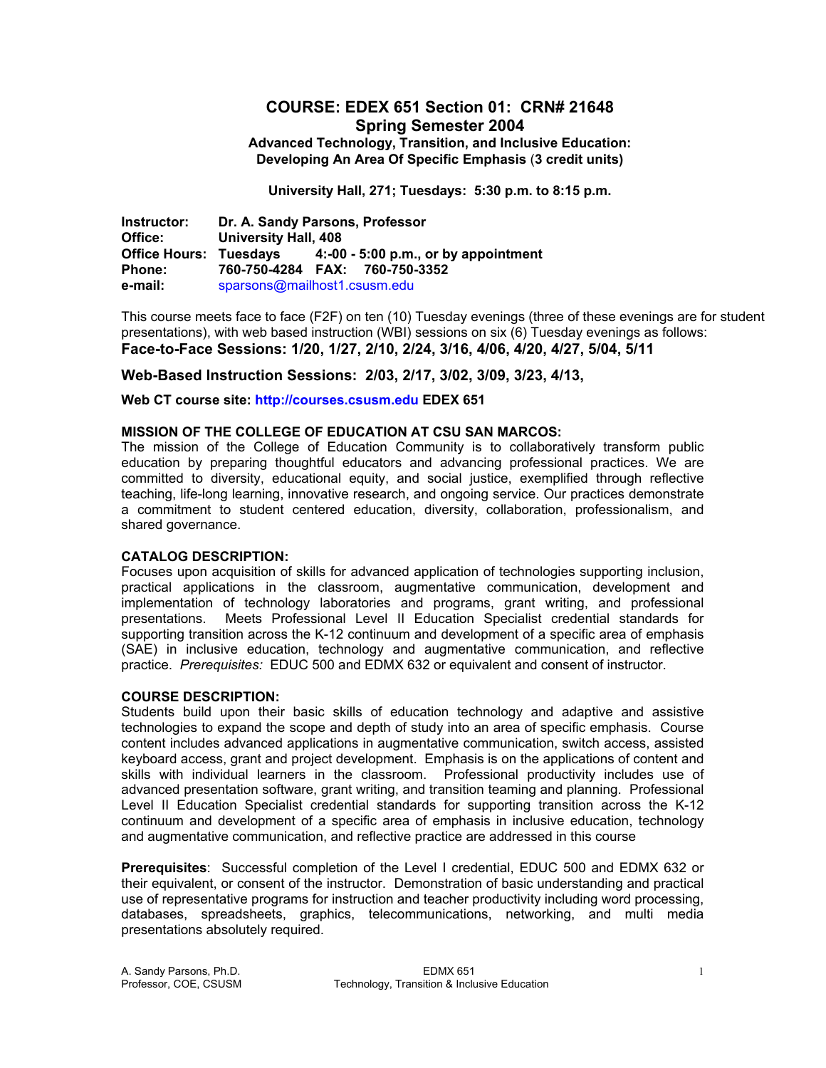# COURSE: EDEX 651 Section 01: CRN# 21648
## Spring Semester 2004
### Advanced Technology, Transition, and Inclusive Education: Developing An Area Of Specific Emphasis (3 credit units)

**University Hall, 271; Tuesdays: 5:30 p.m. to 8:15 p.m.**

**Instructor:** Dr. A. Sandy Parsons, Professor
**Office:** University Hall, 408
**Office Hours:** Tuesdays 4:-00 - 5:00 p.m., or by appointment
**Phone:** 760-750-4284 **FAX:** 760-750-3352
**e-mail:** sparsons@mailhost1.csusm.edu

This course meets face to face (F2F) on ten (10) Tuesday evenings (three of these evenings are for student presentations), with web based instruction (WBI) sessions on six (6) Tuesday evenings as follows:

**Face-to-Face Sessions: 1/20, 1/27, 2/10, 2/24, 3/16, 4/06, 4/20, 4/27, 5/04, 5/11**

**Web-Based Instruction Sessions: 2/03, 2/17, 3/02, 3/09, 3/23, 4/13,**

**Web CT course site: http://courses.csusm.edu EDEX 651**

**MISSION OF THE COLLEGE OF EDUCATION AT CSU SAN MARCOS:**

The mission of the College of Education Community is to collaboratively transform public education by preparing thoughtful educators and advancing professional practices. We are committed to diversity, educational equity, and social justice, exemplified through reflective teaching, life-long learning, innovative research, and ongoing service. Our practices demonstrate a commitment to student centered education, diversity, collaboration, professionalism, and shared governance.

**CATALOG DESCRIPTION:**

Focuses upon acquisition of skills for advanced application of technologies supporting inclusion, practical applications in the classroom, augmentative communication, development and implementation of technology laboratories and programs, grant writing, and professional presentations. Meets Professional Level II Education Specialist credential standards for supporting transition across the K-12 continuum and development of a specific area of emphasis (SAE) in inclusive education, technology and augmentative communication, and reflective practice. *Prerequisites:* EDUC 500 and EDMX 632 or equivalent and consent of instructor.

**COURSE DESCRIPTION:**

Students build upon their basic skills of education technology and adaptive and assistive technologies to expand the scope and depth of study into an area of specific emphasis. Course content includes advanced applications in augmentative communication, switch access, assisted keyboard access, grant and project development. Emphasis is on the applications of content and skills with individual learners in the classroom. Professional productivity includes use of advanced presentation software, grant writing, and transition teaming and planning. Professional Level II Education Specialist credential standards for supporting transition across the K-12 continuum and development of a specific area of emphasis in inclusive education, technology and augmentative communication, and reflective practice are addressed in this course

**Prerequisites**: Successful completion of the Level I credential, EDUC 500 and EDMX 632 or their equivalent, or consent of the instructor. Demonstration of basic understanding and practical use of representative programs for instruction and teacher productivity including word processing, databases, spreadsheets, graphics, telecommunications, networking, and multi media presentations absolutely required.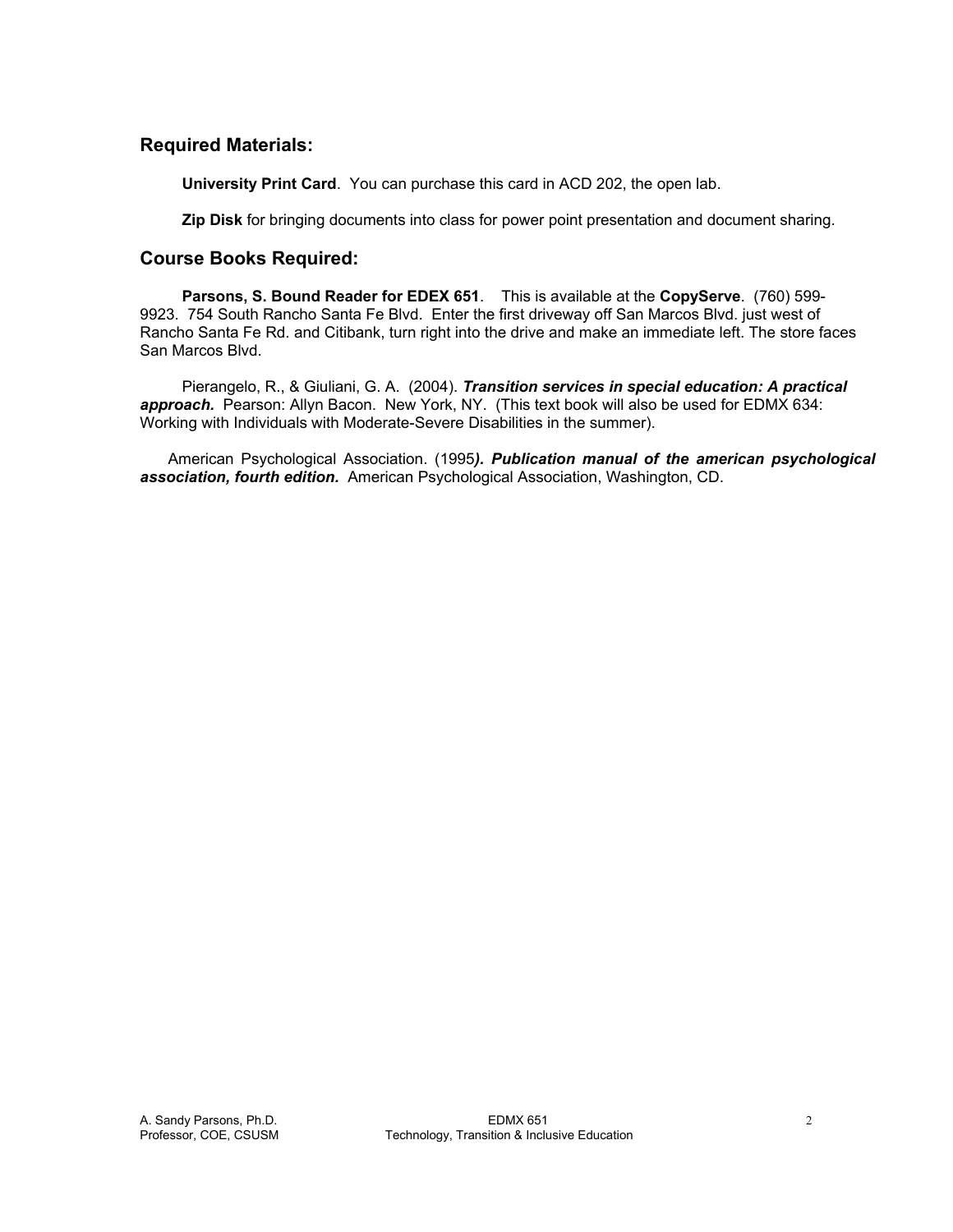## Required Materials:

**University Print Card**. You can purchase this card in ACD 202, the open lab.

**Zip Disk** for bringing documents into class for power point presentation and document sharing.

## Course Books Required:

**Parsons, S. Bound Reader for EDEX 651**. This is available at the **CopyServe**. (760) 599-9923. 754 South Rancho Santa Fe Blvd. Enter the first driveway off San Marcos Blvd. just west of Rancho Santa Fe Rd. and Citibank, turn right into the drive and make an immediate left. The store faces San Marcos Blvd.

Pierangelo, R., & Giuliani, G. A. (2004). ***Transition services in special education: A practical approach.*** Pearson: Allyn Bacon. New York, NY. (This text book will also be used for EDMX 634: Working with Individuals with Moderate-Severe Disabilities in the summer).

American Psychological Association. (1995***). Publication manual of the american psychological association, fourth edition.*** American Psychological Association, Washington, CD.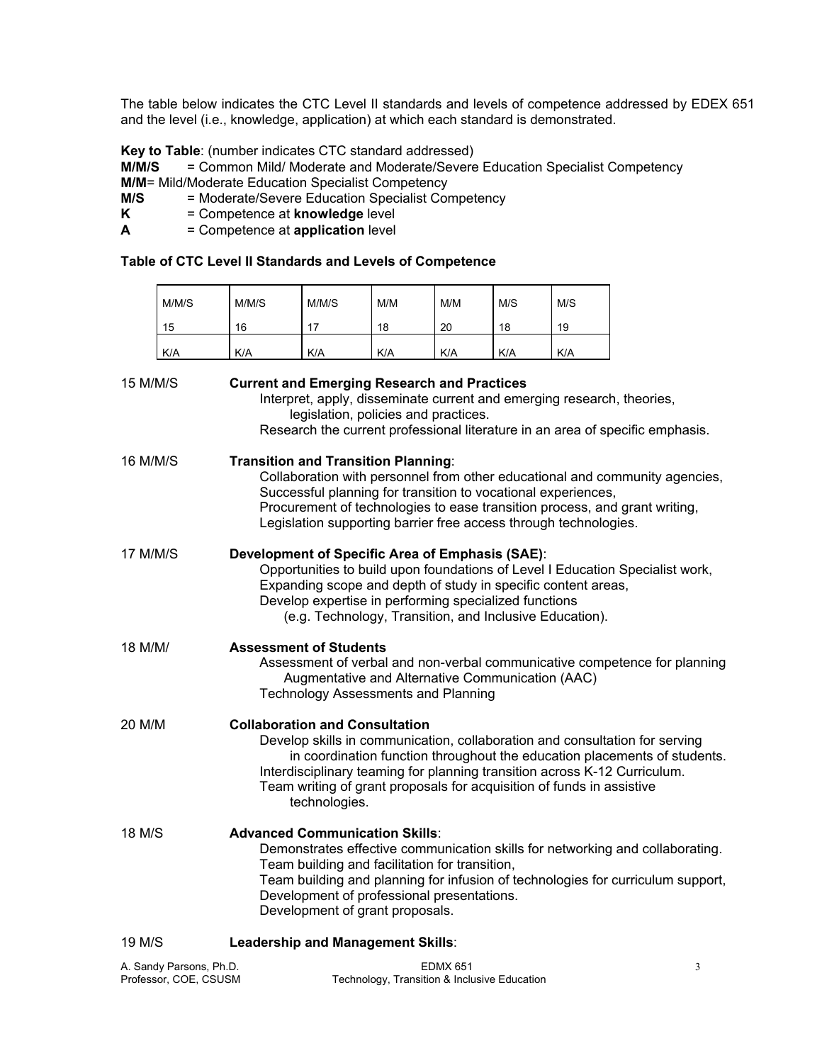The table below indicates the CTC Level II standards and levels of competence addressed by EDEX 651 and the level (i.e., knowledge, application) at which each standard is demonstrated.

**Key to Table**: (number indicates CTC standard addressed)
**M/M/S** = Common Mild/ Moderate and Moderate/Severe Education Specialist Competency
**M/M**= Mild/Moderate Education Specialist Competency
**M/S** = Moderate/Severe Education Specialist Competency
**K** = Competence at **knowledge** level
**A** = Competence at **application** level

**Table of CTC Level II Standards and Levels of Competence**

| M/M/S<br>15 | M/M/S<br>16 | M/M/S<br>17 | M/M<br>18 | M/M<br>20 | M/S<br>18 | M/S<br>19 |
|---|---|---|---|---|---|---|
| K/A | K/A | K/A | K/A | K/A | K/A | K/A |

15 M/M/S **Current and Emerging Research and Practices**
Interpret, apply, disseminate current and emerging research, theories, legislation, policies and practices.
Research the current professional literature in an area of specific emphasis.

16 M/M/S **Transition and Transition Planning**:
Collaboration with personnel from other educational and community agencies,
Successful planning for transition to vocational experiences,
Procurement of technologies to ease transition process, and grant writing,
Legislation supporting barrier free access through technologies.

17 M/M/S **Development of Specific Area of Emphasis (SAE)**:
Opportunities to build upon foundations of Level I Education Specialist work,
Expanding scope and depth of study in specific content areas,
Develop expertise in performing specialized functions (e.g. Technology, Transition, and Inclusive Education).

18 M/M/ **Assessment of Students**
Assessment of verbal and non-verbal communicative competence for planning Augmentative and Alternative Communication (AAC)
Technology Assessments and Planning

20 M/M **Collaboration and Consultation**
Develop skills in communication, collaboration and consultation for serving in coordination function throughout the education placements of students.
Interdisciplinary teaming for planning transition across K-12 Curriculum.
Team writing of grant proposals for acquisition of funds in assistive technologies.

18 M/S **Advanced Communication Skills**:
Demonstrates effective communication skills for networking and collaborating.
Team building and facilitation for transition,
Team building and planning for infusion of technologies for curriculum support,
Development of professional presentations.
Development of grant proposals.

19 M/S **Leadership and Management Skills**: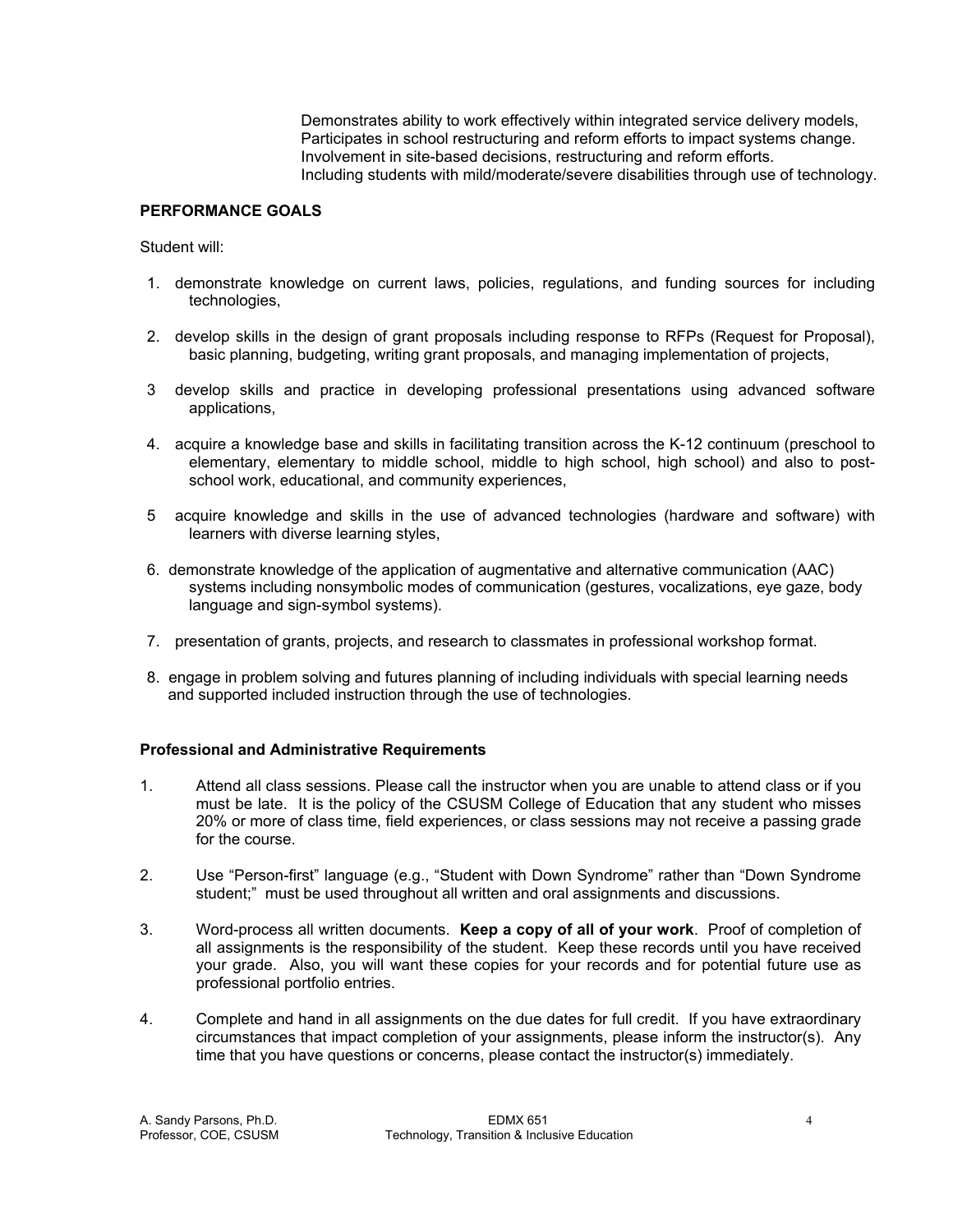Demonstrates ability to work effectively within integrated service delivery models,
Participates in school restructuring and reform efforts to impact systems change.
Involvement in site-based decisions, restructuring and reform efforts.
Including students with mild/moderate/severe disabilities through use of technology.

**PERFORMANCE GOALS**

Student will:

1. demonstrate knowledge on current laws, policies, regulations, and funding sources for including technologies,

2. develop skills in the design of grant proposals including response to RFPs (Request for Proposal), basic planning, budgeting, writing grant proposals, and managing implementation of projects,

3. develop skills and practice in developing professional presentations using advanced software applications,

4. acquire a knowledge base and skills in facilitating transition across the K-12 continuum (preschool to elementary, elementary to middle school, middle to high school, high school) and also to post-school work, educational, and community experiences,

5. acquire knowledge and skills in the use of advanced technologies (hardware and software) with learners with diverse learning styles,

6. demonstrate knowledge of the application of augmentative and alternative communication (AAC) systems including nonsymbolic modes of communication (gestures, vocalizations, eye gaze, body language and sign-symbol systems).

7. presentation of grants, projects, and research to classmates in professional workshop format.

8. engage in problem solving and futures planning of including individuals with special learning needs and supported included instruction through the use of technologies.

**Professional and Administrative Requirements**

1. Attend all class sessions. Please call the instructor when you are unable to attend class or if you must be late. It is the policy of the CSUSM College of Education that any student who misses 20% or more of class time, field experiences, or class sessions may not receive a passing grade for the course.

2. Use "Person-first" language (e.g., "Student with Down Syndrome" rather than "Down Syndrome student;" must be used throughout all written and oral assignments and discussions.

3. Word-process all written documents. **Keep a copy of all of your work**. Proof of completion of all assignments is the responsibility of the student. Keep these records until you have received your grade. Also, you will want these copies for your records and for potential future use as professional portfolio entries.

4. Complete and hand in all assignments on the due dates for full credit. If you have extraordinary circumstances that impact completion of your assignments, please inform the instructor(s). Any time that you have questions or concerns, please contact the instructor(s) immediately.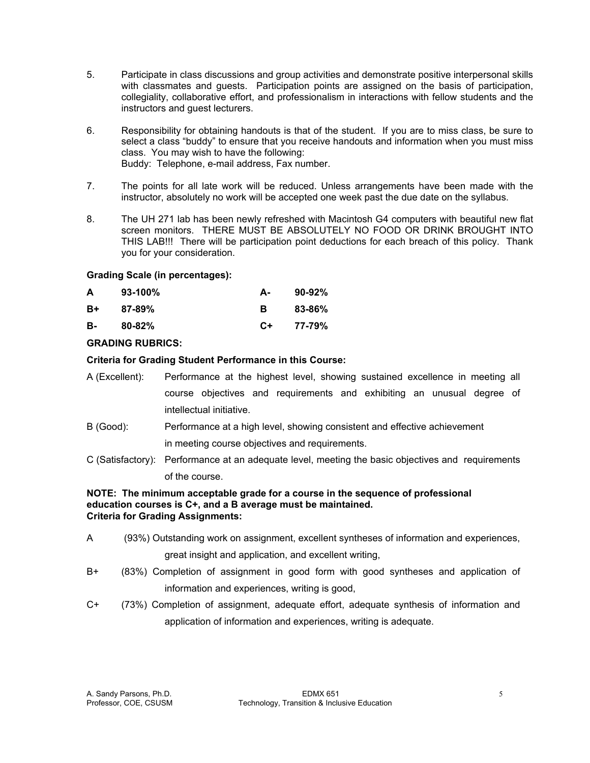5. Participate in class discussions and group activities and demonstrate positive interpersonal skills with classmates and guests. Participation points are assigned on the basis of participation, collegiality, collaborative effort, and professionalism in interactions with fellow students and the instructors and guest lecturers.

6. Responsibility for obtaining handouts is that of the student. If you are to miss class, be sure to select a class "buddy" to ensure that you receive handouts and information when you must miss class. You may wish to have the following:
   Buddy: Telephone, e-mail address, Fax number.

7. The points for all late work will be reduced. Unless arrangements have been made with the instructor, absolutely no work will be accepted one week past the due date on the syllabus.

8. The UH 271 lab has been newly refreshed with Macintosh G4 computers with beautiful new flat screen monitors. THERE MUST BE ABSOLUTELY NO FOOD OR DRINK BROUGHT INTO THIS LAB!!! There will be participation point deductions for each breach of this policy. Thank you for your consideration.

**Grading Scale (in percentages):**

| | | | |
|---|---|---|---|
| **A** | **93-100%** | **A-** | **90-92%** |
| **B+** | **87-89%** | **B** | **83-86%** |
| **B-** | **80-82%** | **C+** | **77-79%** |

**GRADING RUBRICS:**

**Criteria for Grading Student Performance in this Course:**

A (Excellent): Performance at the highest level, showing sustained excellence in meeting all course objectives and requirements and exhibiting an unusual degree of intellectual initiative.

B (Good): Performance at a high level, showing consistent and effective achievement in meeting course objectives and requirements.

C (Satisfactory): Performance at an adequate level, meeting the basic objectives and requirements of the course.

**NOTE: The minimum acceptable grade for a course in the sequence of professional education courses is C+, and a B average must be maintained.**

**Criteria for Grading Assignments:**

A (93%) Outstanding work on assignment, excellent syntheses of information and experiences, great insight and application, and excellent writing,

B+ (83%) Completion of assignment in good form with good syntheses and application of information and experiences, writing is good,

C+ (73%) Completion of assignment, adequate effort, adequate synthesis of information and application of information and experiences, writing is adequate.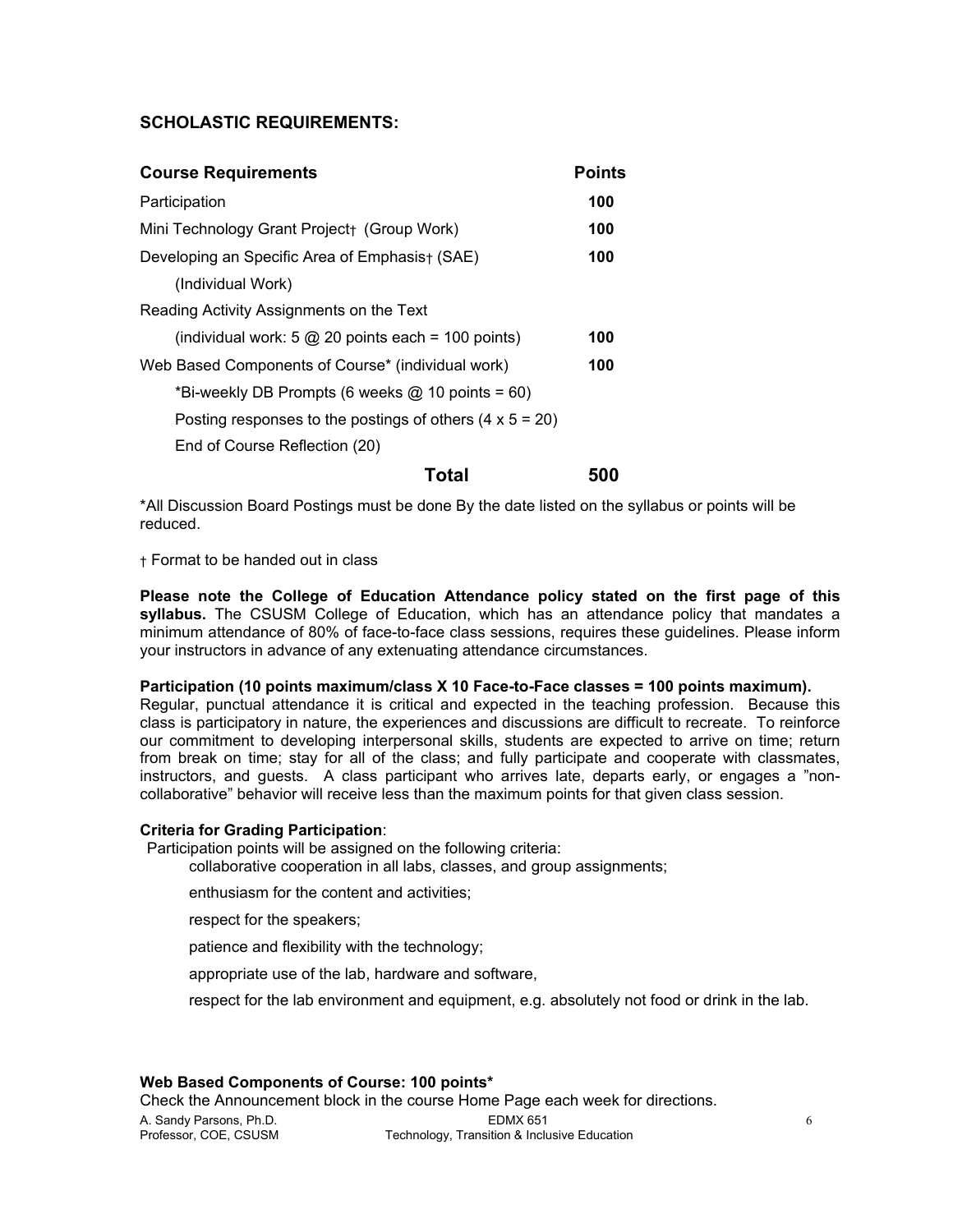## SCHOLASTIC REQUIREMENTS:

| Course Requirements | Points |
| --- | --- |
| Participation | **100** |
| Mini Technology Grant Project† (Group Work) | **100** |
| Developing an Specific Area of Emphasis† (SAE) | **100** |
| (Individual Work) | |
| Reading Activity Assignments on the Text | |
| (individual work: 5 @ 20 points each = 100 points) | **100** |
| Web Based Components of Course* (individual work) | **100** |
| *Bi-weekly DB Prompts (6 weeks @ 10 points = 60) | |
| Posting responses to the postings of others (4 x 5 = 20) | |
| End of Course Reflection (20) | |
| **Total** | **500** |

*All Discussion Board Postings must be done By the date listed on the syllabus or points will be reduced.

† Format to be handed out in class

**Please note the College of Education Attendance policy stated on the first page of this syllabus.** The CSUSM College of Education, which has an attendance policy that mandates a minimum attendance of 80% of face-to-face class sessions, requires these guidelines. Please inform your instructors in advance of any extenuating attendance circumstances.

**Participation (10 points maximum/class X 10 Face-to-Face classes = 100 points maximum).**
Regular, punctual attendance it is critical and expected in the teaching profession. Because this class is participatory in nature, the experiences and discussions are difficult to recreate. To reinforce our commitment to developing interpersonal skills, students are expected to arrive on time; return from break on time; stay for all of the class; and fully participate and cooperate with classmates, instructors, and guests. A class participant who arrives late, departs early, or engages a "non-collaborative" behavior will receive less than the maximum points for that given class session.

**Criteria for Grading Participation**:
Participation points will be assigned on the following criteria:

- collaborative cooperation in all labs, classes, and group assignments;
- enthusiasm for the content and activities;
- respect for the speakers;
- patience and flexibility with the technology;
- appropriate use of the lab, hardware and software,
- respect for the lab environment and equipment, e.g. absolutely not food or drink in the lab.

**Web Based Components of Course: 100 points***
Check the Announcement block in the course Home Page each week for directions.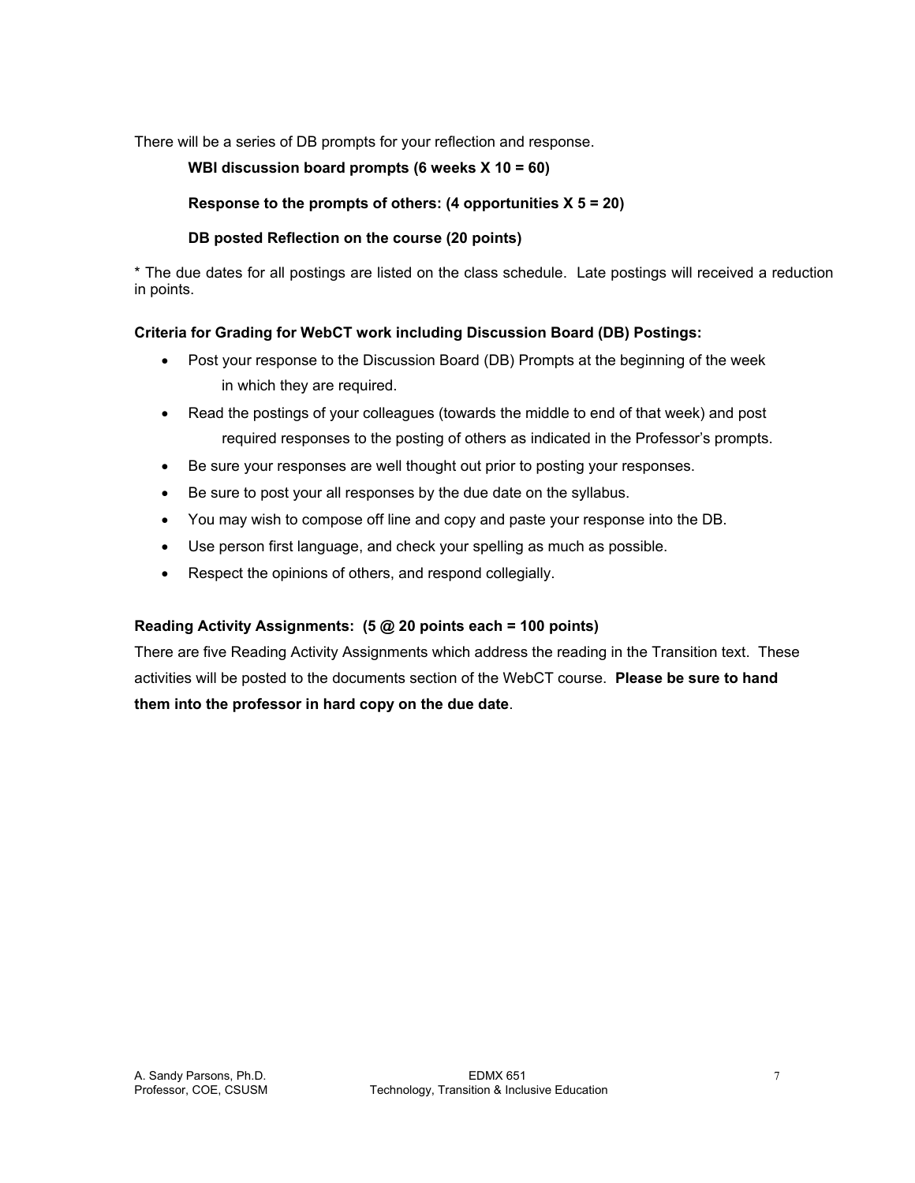There will be a series of DB prompts for your reflection and response.

**WBI discussion board prompts (6 weeks X 10 = 60)**

**Response to the prompts of others: (4 opportunities X 5 = 20)**

**DB posted Reflection on the course (20 points)**

* The due dates for all postings are listed on the class schedule. Late postings will received a reduction in points.

**Criteria for Grading for WebCT work including Discussion Board (DB) Postings:**

- Post your response to the Discussion Board (DB) Prompts at the beginning of the week in which they are required.
- Read the postings of your colleagues (towards the middle to end of that week) and post required responses to the posting of others as indicated in the Professor's prompts.
- Be sure your responses are well thought out prior to posting your responses.
- Be sure to post your all responses by the due date on the syllabus.
- You may wish to compose off line and copy and paste your response into the DB.
- Use person first language, and check your spelling as much as possible.
- Respect the opinions of others, and respond collegially.

**Reading Activity Assignments: (5 @ 20 points each = 100 points)**

There are five Reading Activity Assignments which address the reading in the Transition text. These activities will be posted to the documents section of the WebCT course. **Please be sure to hand them into the professor in hard copy on the due date**.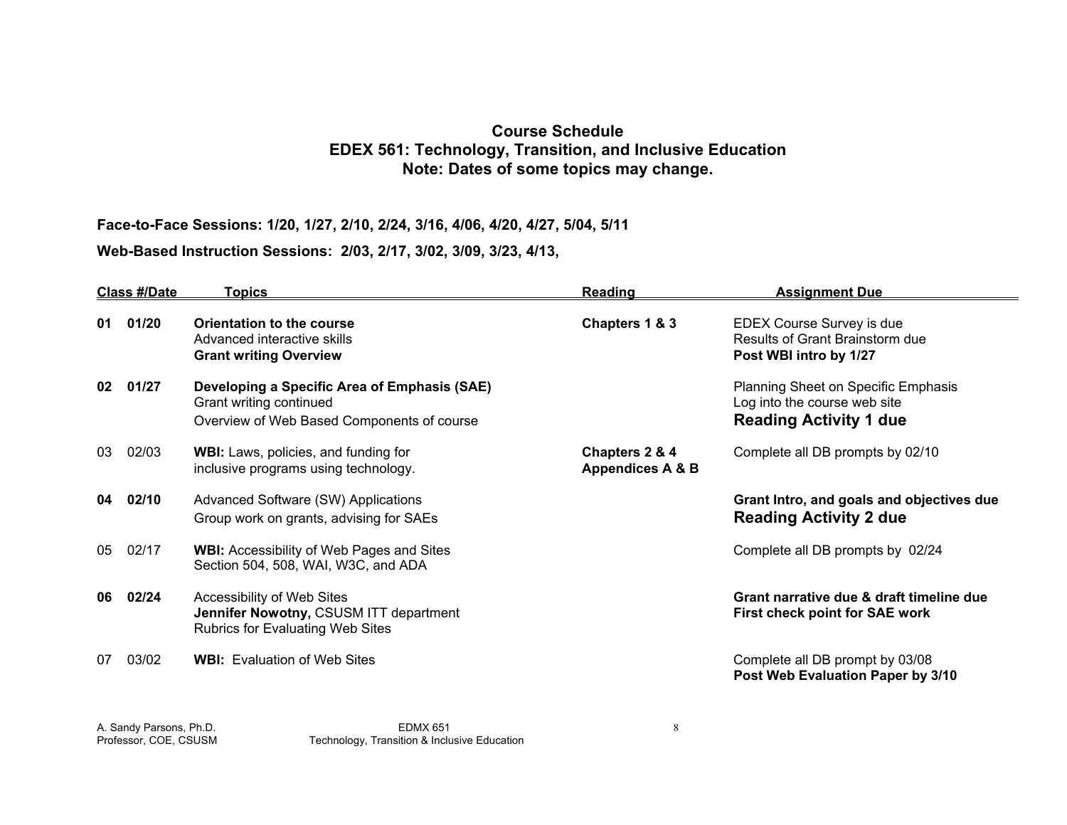# Course Schedule
## EDEX 561: Technology, Transition, and Inclusive Education
## Note: Dates of some topics may change.

**Face-to-Face Sessions: 1/20, 1/27, 2/10, 2/24, 3/16, 4/06, 4/20, 4/27, 5/04, 5/11**

**Web-Based Instruction Sessions: 2/03, 2/17, 3/02, 3/09, 3/23, 4/13,**

| Class # | Date | Topics | Reading | Assignment Due |
|---|---|---|---|---|
| **01** | **01/20** | **Orientation to the course**<br>Advanced interactive skills<br>**Grant writing Overview** | **Chapters 1 & 3** | EDEX Course Survey is due<br>Results of Grant Brainstorm due<br>**Post WBI intro by 1/27** |
| **02** | **01/27** | **Developing a Specific Area of Emphasis (SAE)**<br>Grant writing continued<br>Overview of Web Based Components of course | | Planning Sheet on Specific Emphasis<br>Log into the course web site<br>**Reading Activity 1 due** |
| 03 | 02/03 | **WBI:** Laws, policies, and funding for inclusive programs using technology. | **Chapters 2 & 4**<br>**Appendices A & B** | Complete all DB prompts by 02/10 |
| **04** | **02/10** | Advanced Software (SW) Applications<br>Group work on grants, advising for SAEs | | **Grant Intro, and goals and objectives due**<br>**Reading Activity 2 due** |
| 05 | 02/17 | **WBI:** Accessibility of Web Pages and Sites<br>Section 504, 508, WAI, W3C, and ADA | | Complete all DB prompts by 02/24 |
| **06** | **02/24** | Accessibility of Web Sites<br>**Jennifer Nowotny,** CSUSM ITT department<br>Rubrics for Evaluating Web Sites | | **Grant narrative due & draft timeline due**<br>**First check point for SAE work** |
| 07 | 03/02 | **WBI:** Evaluation of Web Sites | | Complete all DB prompt by 03/08<br>**Post Web Evaluation Paper by 3/10** |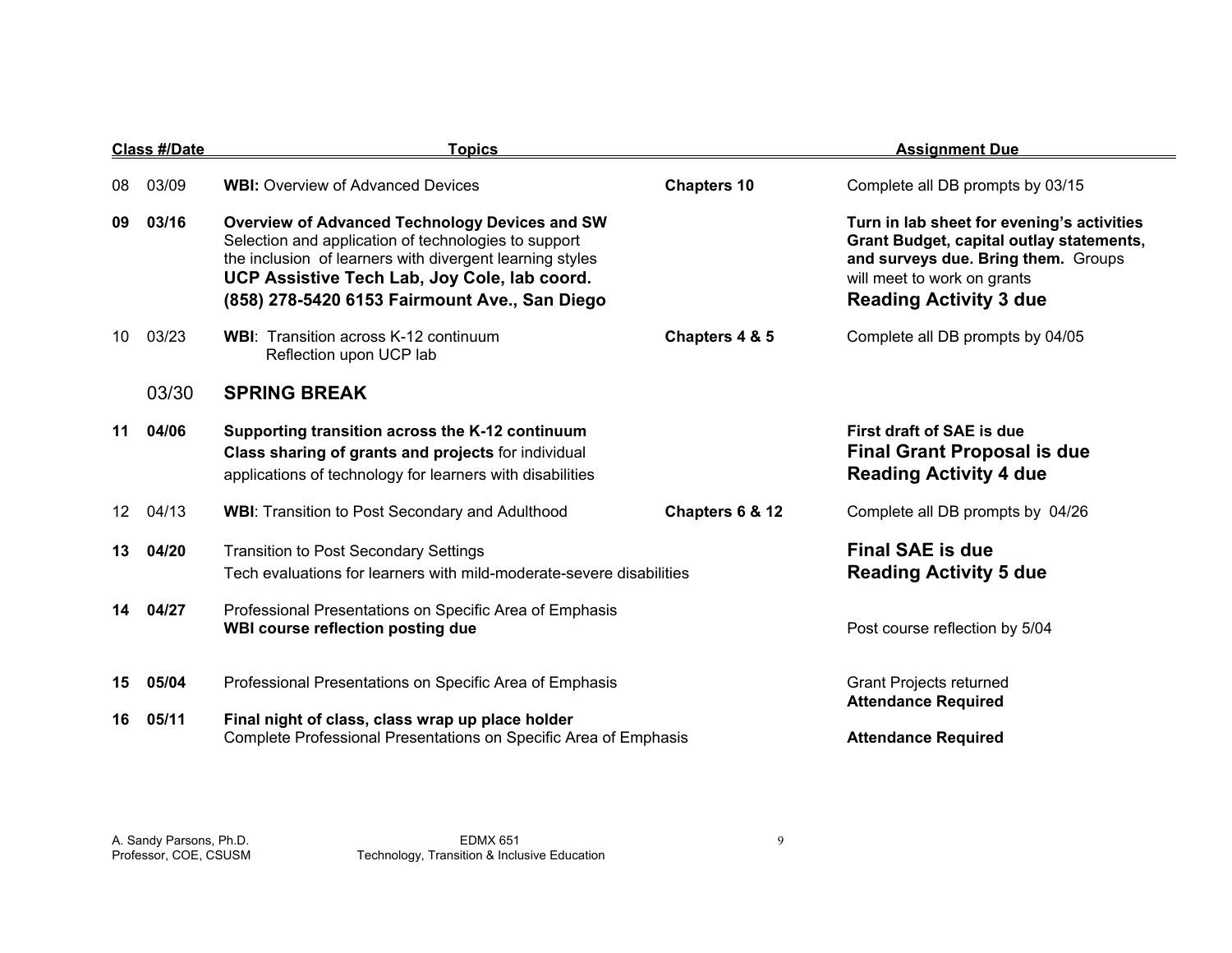| Class #/Date | | Topics | | Assignment Due |
|---|---|---|---|---|
| 08 | 03/09 | **WBI:** Overview of Advanced Devices | **Chapters 10** | Complete all DB prompts by 03/15 |
| **09** | **03/16** | **Overview of Advanced Technology Devices and SW** Selection and application of technologies to support the inclusion of learners with divergent learning styles **UCP Assistive Tech Lab, Joy Cole, lab coord. (858) 278-5420 6153 Fairmount Ave., San Diego** | | **Turn in lab sheet for evening's activities Grant Budget, capital outlay statements, and surveys due. Bring them.** Groups will meet to work on grants **Reading Activity 3 due** |
| 10 | 03/23 | **WBI**: Transition across K-12 continuum Reflection upon UCP lab | **Chapters 4 & 5** | Complete all DB prompts by 04/05 |
| | 03/30 | **SPRING BREAK** | | |
| **11** | **04/06** | **Supporting transition across the K-12 continuum** **Class sharing of grants and projects** for individual applications of technology for learners with disabilities | | **First draft of SAE is due** **Final Grant Proposal is due** **Reading Activity 4 due** |
| 12 | 04/13 | **WBI**: Transition to Post Secondary and Adulthood | **Chapters 6 & 12** | Complete all DB prompts by 04/26 |
| **13** | **04/20** | Transition to Post Secondary Settings Tech evaluations for learners with mild-moderate-severe disabilities | | **Final SAE is due** **Reading Activity 5 due** |
| **14** | **04/27** | Professional Presentations on Specific Area of Emphasis **WBI course reflection posting due** | | Post course reflection by 5/04 |
| **15** | **05/04** | Professional Presentations on Specific Area of Emphasis | | Grant Projects returned **Attendance Required** |
| **16** | **05/11** | **Final night of class, class wrap up place holder** Complete Professional Presentations on Specific Area of Emphasis | | **Attendance Required** |